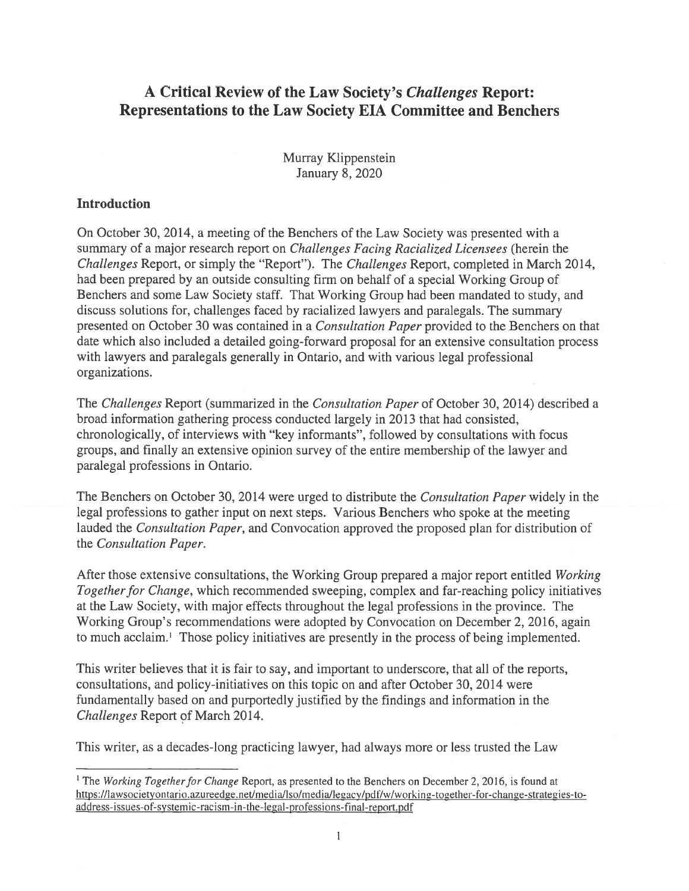# A Critical Review of the Law Society's *Challenges* Report: Representations to the Law Society EIA Committee and Benchers

Murray Klippenstein
January 8, 2020

## Introduction

On October 30, 2014, a meeting of the Benchers of the Law Society was presented with a summary of a major research report on *Challenges Facing Racialized Licensees* (herein the *Challenges* Report, or simply the "Report"). The *Challenges* Report, completed in March 2014, had been prepared by an outside consulting firm on behalf of a special Working Group of Benchers and some Law Society staff. That Working Group had been mandated to study, and discuss solutions for, challenges faced by racialized lawyers and paralegals. The summary presented on October 30 was contained in a *Consultation Paper* provided to the Benchers on that date which also included a detailed going-forward proposal for an extensive consultation process with lawyers and paralegals generally in Ontario, and with various legal professional organizations.

The *Challenges* Report (summarized in the *Consultation Paper* of October 30, 2014) described a broad information gathering process conducted largely in 2013 that had consisted, chronologically, of interviews with "key informants", followed by consultations with focus groups, and finally an extensive opinion survey of the entire membership of the lawyer and paralegal professions in Ontario.

The Benchers on October 30, 2014 were urged to distribute the *Consultation Paper* widely in the legal professions to gather input on next steps. Various Benchers who spoke at the meeting lauded the *Consultation Paper*, and Convocation approved the proposed plan for distribution of the *Consultation Paper*.

After those extensive consultations, the Working Group prepared a major report entitled *Working Together for Change*, which recommended sweeping, complex and far-reaching policy initiatives at the Law Society, with major effects throughout the legal professions in the province. The Working Group's recommendations were adopted by Convocation on December 2, 2016, again to much acclaim.[1] Those policy initiatives are presently in the process of being implemented.

This writer believes that it is fair to say, and important to underscore, that all of the reports, consultations, and policy-initiatives on this topic on and after October 30, 2014 were fundamentally based on and purportedly justified by the findings and information in the *Challenges* Report of March 2014.

This writer, as a decades-long practicing lawyer, had always more or less trusted the Law

---

[1] The *Working Together for Change* Report, as presented to the Benchers on December 2, 2016, is found at https://lawsocietyontario.azureedge.net/media/lso/media/legacy/pdf/w/working-together-for-change-strategies-to-address-issues-of-systemic-racism-in-the-legal-professions-final-report.pdf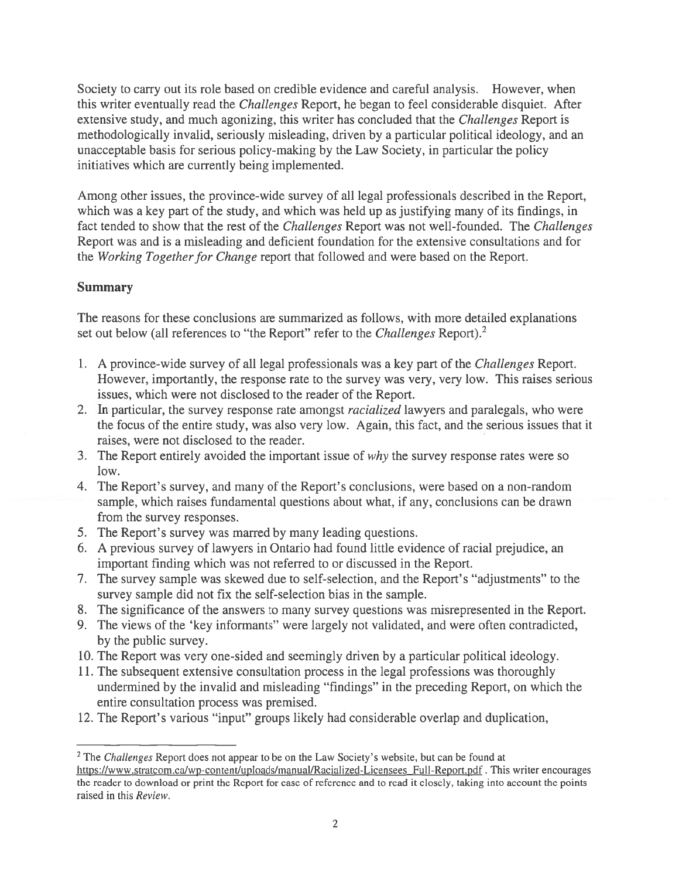Society to carry out its role based on credible evidence and careful analysis. However, when this writer eventually read the *Challenges* Report, he began to feel considerable disquiet. After extensive study, and much agonizing, this writer has concluded that the *Challenges* Report is methodologically invalid, seriously misleading, driven by a particular political ideology, and an unacceptable basis for serious policy-making by the Law Society, in particular the policy initiatives which are currently being implemented.

Among other issues, the province-wide survey of all legal professionals described in the Report, which was a key part of the study, and which was held up as justifying many of its findings, in fact tended to show that the rest of the *Challenges* Report was not well-founded. The *Challenges* Report was and is a misleading and deficient foundation for the extensive consultations and for the *Working Together for Change* report that followed and were based on the Report.

## Summary

The reasons for these conclusions are summarized as follows, with more detailed explanations set out below (all references to "the Report" refer to the *Challenges* Report).[2]

1. A province-wide survey of all legal professionals was a key part of the *Challenges* Report. However, importantly, the response rate to the survey was very, very low. This raises serious issues, which were not disclosed to the reader of the Report.
2. In particular, the survey response rate amongst *racialized* lawyers and paralegals, who were the focus of the entire study, was also very low. Again, this fact, and the serious issues that it raises, were not disclosed to the reader.
3. The Report entirely avoided the important issue of *why* the survey response rates were so low.
4. The Report's survey, and many of the Report's conclusions, were based on a non-random sample, which raises fundamental questions about what, if any, conclusions can be drawn from the survey responses.
5. The Report's survey was marred by many leading questions.
6. A previous survey of lawyers in Ontario had found little evidence of racial prejudice, an important finding which was not referred to or discussed in the Report.
7. The survey sample was skewed due to self-selection, and the Report's "adjustments" to the survey sample did not fix the self-selection bias in the sample.
8. The significance of the answers to many survey questions was misrepresented in the Report.
9. The views of the 'key informants" were largely not validated, and were often contradicted, by the public survey.
10. The Report was very one-sided and seemingly driven by a particular political ideology.
11. The subsequent extensive consultation process in the legal professions was thoroughly undermined by the invalid and misleading "findings" in the preceding Report, on which the entire consultation process was premised.
12. The Report's various "input" groups likely had considerable overlap and duplication,

---

[2] The *Challenges* Report does not appear to be on the Law Society's website, but can be found at https://www.stratcom.ca/wp-content/uploads/manual/Racialized-Licensees_Full-Report.pdf . This writer encourages the reader to download or print the Report for ease of reference and to read it closely, taking into account the points raised in this *Review*.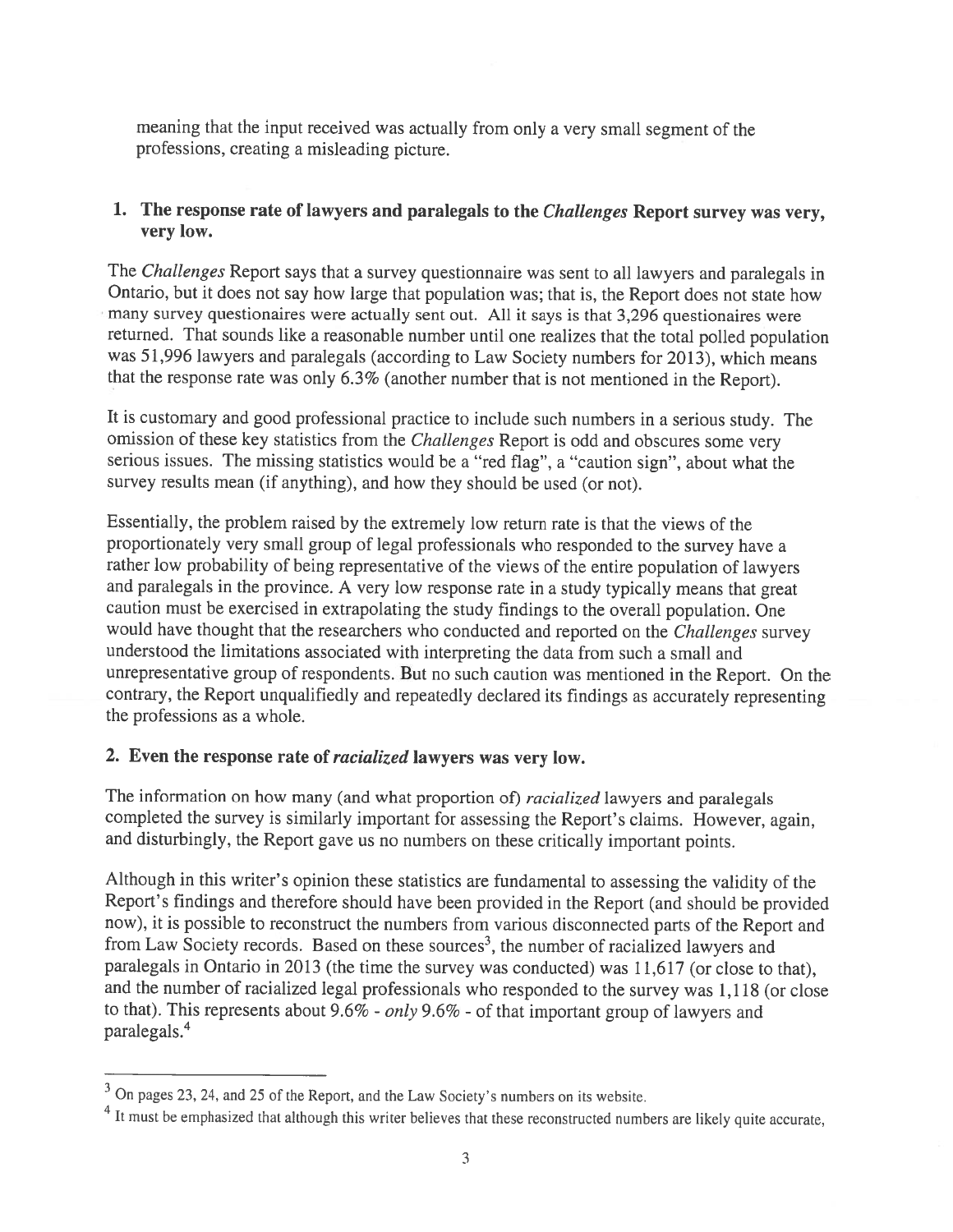meaning that the input received was actually from only a very small segment of the professions, creating a misleading picture.

## 1. The response rate of lawyers and paralegals to the *Challenges* Report survey was very, very low.

The *Challenges* Report says that a survey questionnaire was sent to all lawyers and paralegals in Ontario, but it does not say how large that population was; that is, the Report does not state how many survey questionaires were actually sent out. All it says is that 3,296 questionaires were returned. That sounds like a reasonable number until one realizes that the total polled population was 51,996 lawyers and paralegals (according to Law Society numbers for 2013), which means that the response rate was only 6.3% (another number that is not mentioned in the Report).

It is customary and good professional practice to include such numbers in a serious study. The omission of these key statistics from the *Challenges* Report is odd and obscures some very serious issues. The missing statistics would be a "red flag", a "caution sign", about what the survey results mean (if anything), and how they should be used (or not).

Essentially, the problem raised by the extremely low return rate is that the views of the proportionately very small group of legal professionals who responded to the survey have a rather low probability of being representative of the views of the entire population of lawyers and paralegals in the province. A very low response rate in a study typically means that great caution must be exercised in extrapolating the study findings to the overall population. One would have thought that the researchers who conducted and reported on the *Challenges* survey understood the limitations associated with interpreting the data from such a small and unrepresentative group of respondents. But no such caution was mentioned in the Report. On the contrary, the Report unqualifiedly and repeatedly declared its findings as accurately representing the professions as a whole.

## 2. Even the response rate of *racialized* lawyers was very low.

The information on how many (and what proportion of) *racialized* lawyers and paralegals completed the survey is similarly important for assessing the Report's claims. However, again, and disturbingly, the Report gave us no numbers on these critically important points.

Although in this writer's opinion these statistics are fundamental to assessing the validity of the Report's findings and therefore should have been provided in the Report (and should be provided now), it is possible to reconstruct the numbers from various disconnected parts of the Report and from Law Society records. Based on these sources[3], the number of racialized lawyers and paralegals in Ontario in 2013 (the time the survey was conducted) was 11,617 (or close to that), and the number of racialized legal professionals who responded to the survey was 1,118 (or close to that). This represents about 9.6% - *only* 9.6% - of that important group of lawyers and paralegals.[4]

---

[3] On pages 23, 24, and 25 of the Report, and the Law Society's numbers on its website.

[4] It must be emphasized that although this writer believes that these reconstructed numbers are likely quite accurate,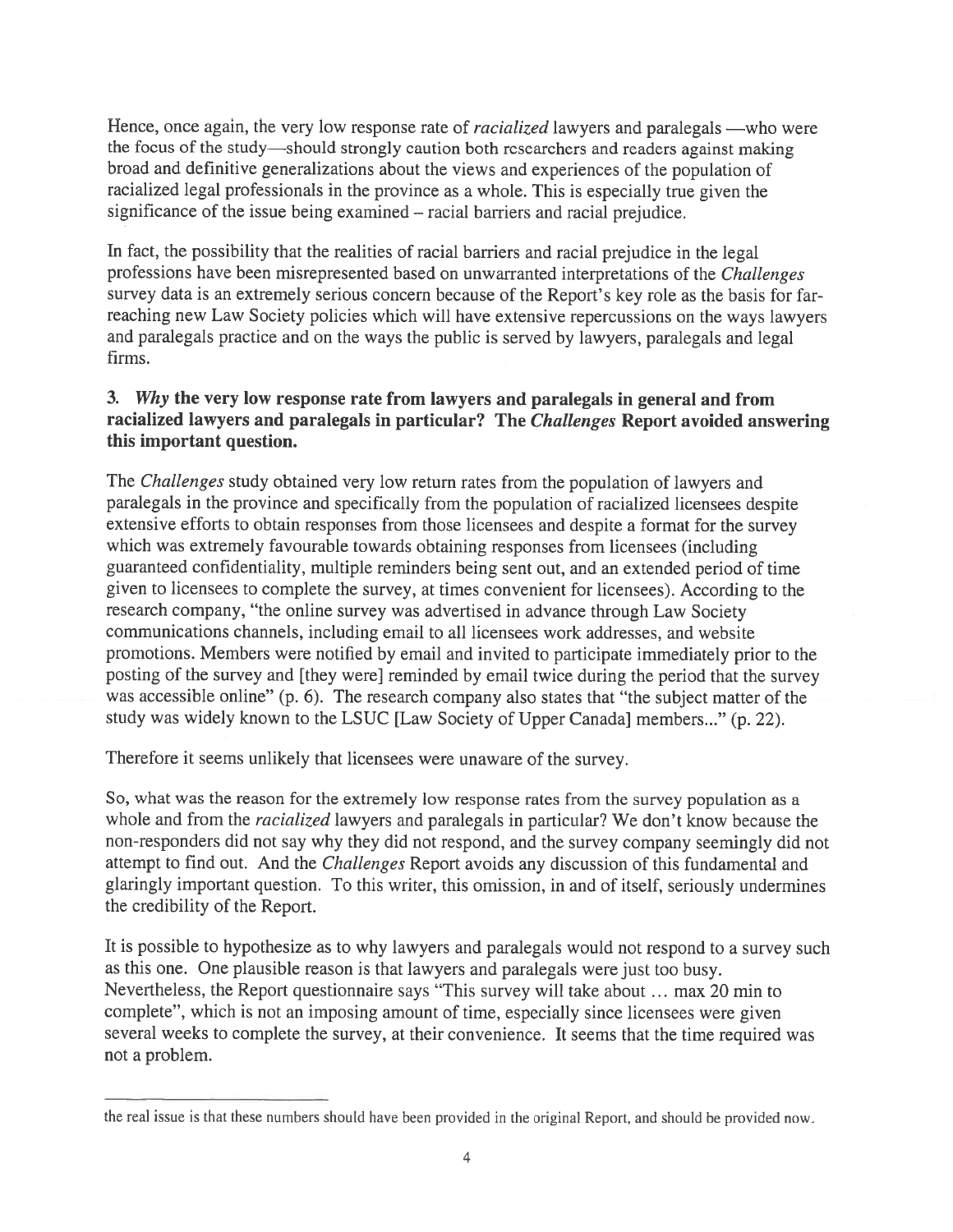Hence, once again, the very low response rate of *racialized* lawyers and paralegals —who were the focus of the study—should strongly caution both researchers and readers against making broad and definitive generalizations about the views and experiences of the population of racialized legal professionals in the province as a whole. This is especially true given the significance of the issue being examined – racial barriers and racial prejudice.

In fact, the possibility that the realities of racial barriers and racial prejudice in the legal professions have been misrepresented based on unwarranted interpretations of the *Challenges* survey data is an extremely serious concern because of the Report's key role as the basis for far-reaching new Law Society policies which will have extensive repercussions on the ways lawyers and paralegals practice and on the ways the public is served by lawyers, paralegals and legal firms.

### 3. *Why* the very low response rate from lawyers and paralegals in general and from racialized lawyers and paralegals in particular? The *Challenges* Report avoided answering this important question.

The *Challenges* study obtained very low return rates from the population of lawyers and paralegals in the province and specifically from the population of racialized licensees despite extensive efforts to obtain responses from those licensees and despite a format for the survey which was extremely favourable towards obtaining responses from licensees (including guaranteed confidentiality, multiple reminders being sent out, and an extended period of time given to licensees to complete the survey, at times convenient for licensees). According to the research company, "the online survey was advertised in advance through Law Society communications channels, including email to all licensees work addresses, and website promotions. Members were notified by email and invited to participate immediately prior to the posting of the survey and [they were] reminded by email twice during the period that the survey was accessible online" (p. 6). The research company also states that "the subject matter of the study was widely known to the LSUC [Law Society of Upper Canada] members..." (p. 22).

Therefore it seems unlikely that licensees were unaware of the survey.

So, what was the reason for the extremely low response rates from the survey population as a whole and from the *racialized* lawyers and paralegals in particular? We don't know because the non-responders did not say why they did not respond, and the survey company seemingly did not attempt to find out. And the *Challenges* Report avoids any discussion of this fundamental and glaringly important question. To this writer, this omission, in and of itself, seriously undermines the credibility of the Report.

It is possible to hypothesize as to why lawyers and paralegals would not respond to a survey such as this one. One plausible reason is that lawyers and paralegals were just too busy. Nevertheless, the Report questionnaire says "This survey will take about ... max 20 min to complete", which is not an imposing amount of time, especially since licensees were given several weeks to complete the survey, at their convenience. It seems that the time required was not a problem.

---

the real issue is that these numbers should have been provided in the original Report, and should be provided now.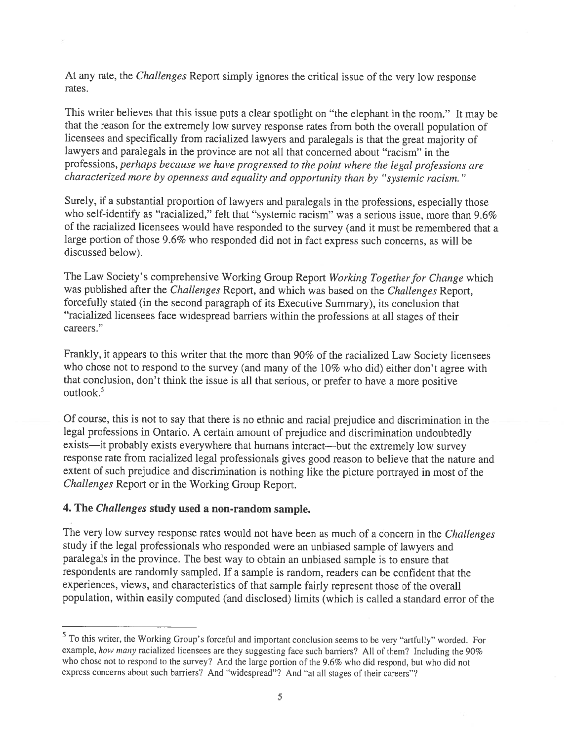At any rate, the *Challenges* Report simply ignores the critical issue of the very low response rates.

This writer believes that this issue puts a clear spotlight on "the elephant in the room." It may be that the reason for the extremely low survey response rates from both the overall population of licensees and specifically from racialized lawyers and paralegals is that the great majority of lawyers and paralegals in the province are not all that concerned about "racism" in the professions, *perhaps because we have progressed to the point where the legal professions are characterized more by openness and equality and opportunity than by "systemic racism."*

Surely, if a substantial proportion of lawyers and paralegals in the professions, especially those who self-identify as "racialized," felt that "systemic racism" was a serious issue, more than 9.6% of the racialized licensees would have responded to the survey (and it must be remembered that a large portion of those 9.6% who responded did not in fact express such concerns, as will be discussed below).

The Law Society's comprehensive Working Group Report *Working Together for Change* which was published after the *Challenges* Report, and which was based on the *Challenges* Report, forcefully stated (in the second paragraph of its Executive Summary), its conclusion that "racialized licensees face widespread barriers within the professions at all stages of their careers."

Frankly, it appears to this writer that the more than 90% of the racialized Law Society licensees who chose not to respond to the survey (and many of the 10% who did) either don't agree with that conclusion, don't think the issue is all that serious, or prefer to have a more positive outlook.[5]

Of course, this is not to say that there is no ethnic and racial prejudice and discrimination in the legal professions in Ontario. A certain amount of prejudice and discrimination undoubtedly exists—it probably exists everywhere that humans interact—but the extremely low survey response rate from racialized legal professionals gives good reason to believe that the nature and extent of such prejudice and discrimination is nothing like the picture portrayed in most of the *Challenges* Report or in the Working Group Report.

### 4. The *Challenges* study used a non-random sample.

The very low survey response rates would not have been as much of a concern in the *Challenges* study if the legal professionals who responded were an unbiased sample of lawyers and paralegals in the province. The best way to obtain an unbiased sample is to ensure that respondents are randomly sampled. If a sample is random, readers can be confident that the experiences, views, and characteristics of that sample fairly represent those of the overall population, within easily computed (and disclosed) limits (which is called a standard error of the

---

[5] To this writer, the Working Group's forceful and important conclusion seems to be very "artfully" worded. For example, *how many* racialized licensees are they suggesting face such barriers? All of them? Including the 90% who chose not to respond to the survey? And the large portion of the 9.6% who did respond, but who did not express concerns about such barriers? And "widespread"? And "at all stages of their careers"?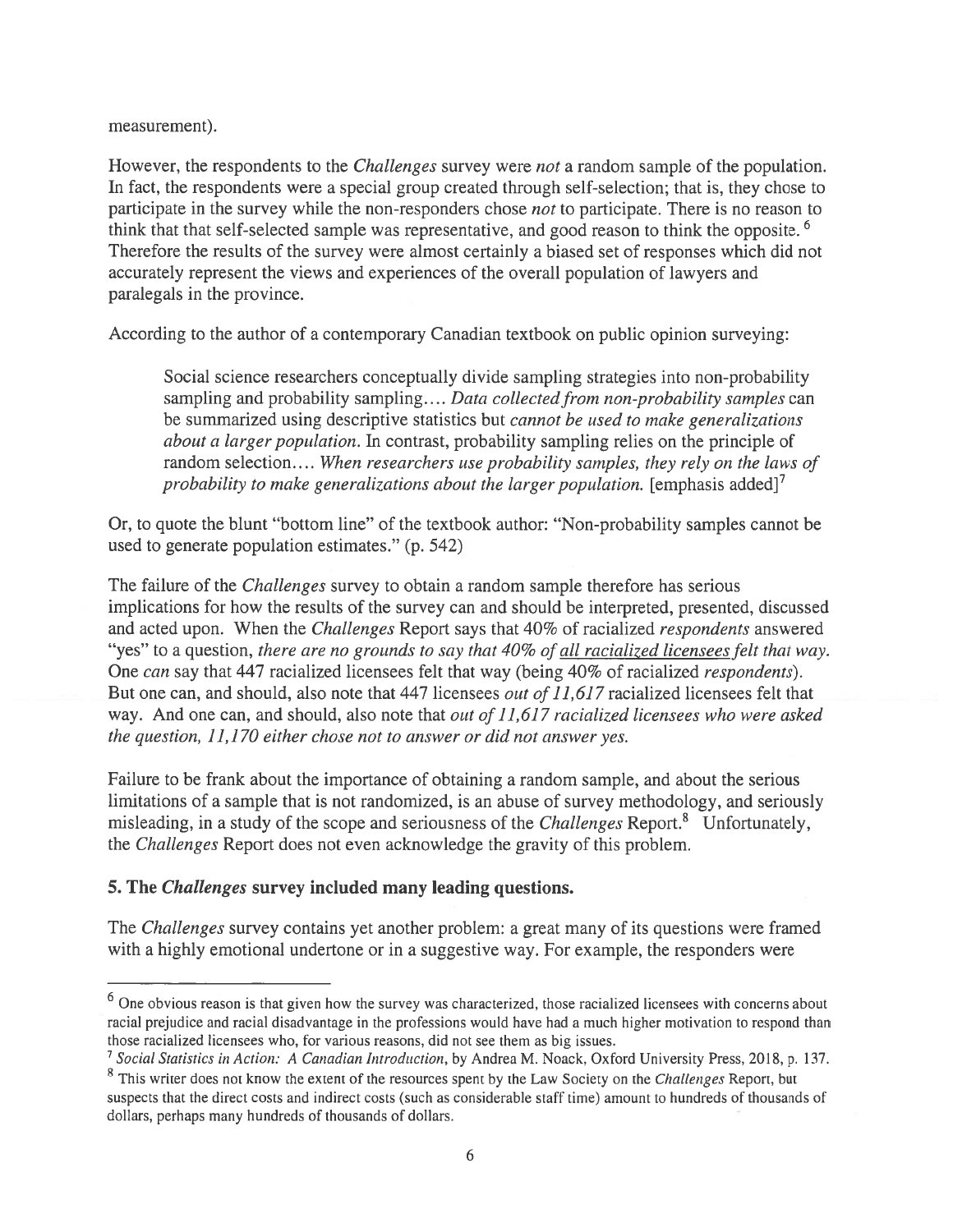measurement).

However, the respondents to the *Challenges* survey were *not* a random sample of the population. In fact, the respondents were a special group created through self-selection; that is, they chose to participate in the survey while the non-responders chose *not* to participate. There is no reason to think that that self-selected sample was representative, and good reason to think the opposite. [6] Therefore the results of the survey were almost certainly a biased set of responses which did not accurately represent the views and experiences of the overall population of lawyers and paralegals in the province.

According to the author of a contemporary Canadian textbook on public opinion surveying:

> Social science researchers conceptually divide sampling strategies into non-probability sampling and probability sampling.... *Data collected from non-probability samples* can be summarized using descriptive statistics but *cannot be used to make generalizations about a larger population.* In contrast, probability sampling relies on the principle of random selection.... *When researchers use probability samples, they rely on the laws of probability to make generalizations about the larger population.* [emphasis added][7]

Or, to quote the blunt "bottom line" of the textbook author: "Non-probability samples cannot be used to generate population estimates." (p. 542)

The failure of the *Challenges* survey to obtain a random sample therefore has serious implications for how the results of the survey can and should be interpreted, presented, discussed and acted upon. When the *Challenges* Report says that 40% of racialized *respondents* answered "yes" to a question, *there are no grounds to say that 40% of <u>all racialized licensees</u> felt that way.* One *can* say that 447 racialized licensees felt that way (being 40% of racialized *respondents*). But one can, and should, also note that 447 licensees *out of 11,617* racialized licensees felt that way. And one can, and should, also note that *out of 11,617 racialized licensees who were asked the question, 11,170 either chose not to answer or did not answer yes.*

Failure to be frank about the importance of obtaining a random sample, and about the serious limitations of a sample that is not randomized, is an abuse of survey methodology, and seriously misleading, in a study of the scope and seriousness of the *Challenges* Report.[8] Unfortunately, the *Challenges* Report does not even acknowledge the gravity of this problem.

## 5. The *Challenges* survey included many leading questions.

The *Challenges* survey contains yet another problem: a great many of its questions were framed with a highly emotional undertone or in a suggestive way. For example, the responders were

---

[6] One obvious reason is that given how the survey was characterized, those racialized licensees with concerns about racial prejudice and racial disadvantage in the professions would have had a much higher motivation to respond than those racialized licensees who, for various reasons, did not see them as big issues.

[7] *Social Statistics in Action: A Canadian Introduction*, by Andrea M. Noack, Oxford University Press, 2018, p. 137.

[8] This writer does not know the extent of the resources spent by the Law Society on the *Challenges* Report, but suspects that the direct costs and indirect costs (such as considerable staff time) amount to hundreds of thousands of dollars, perhaps many hundreds of thousands of dollars.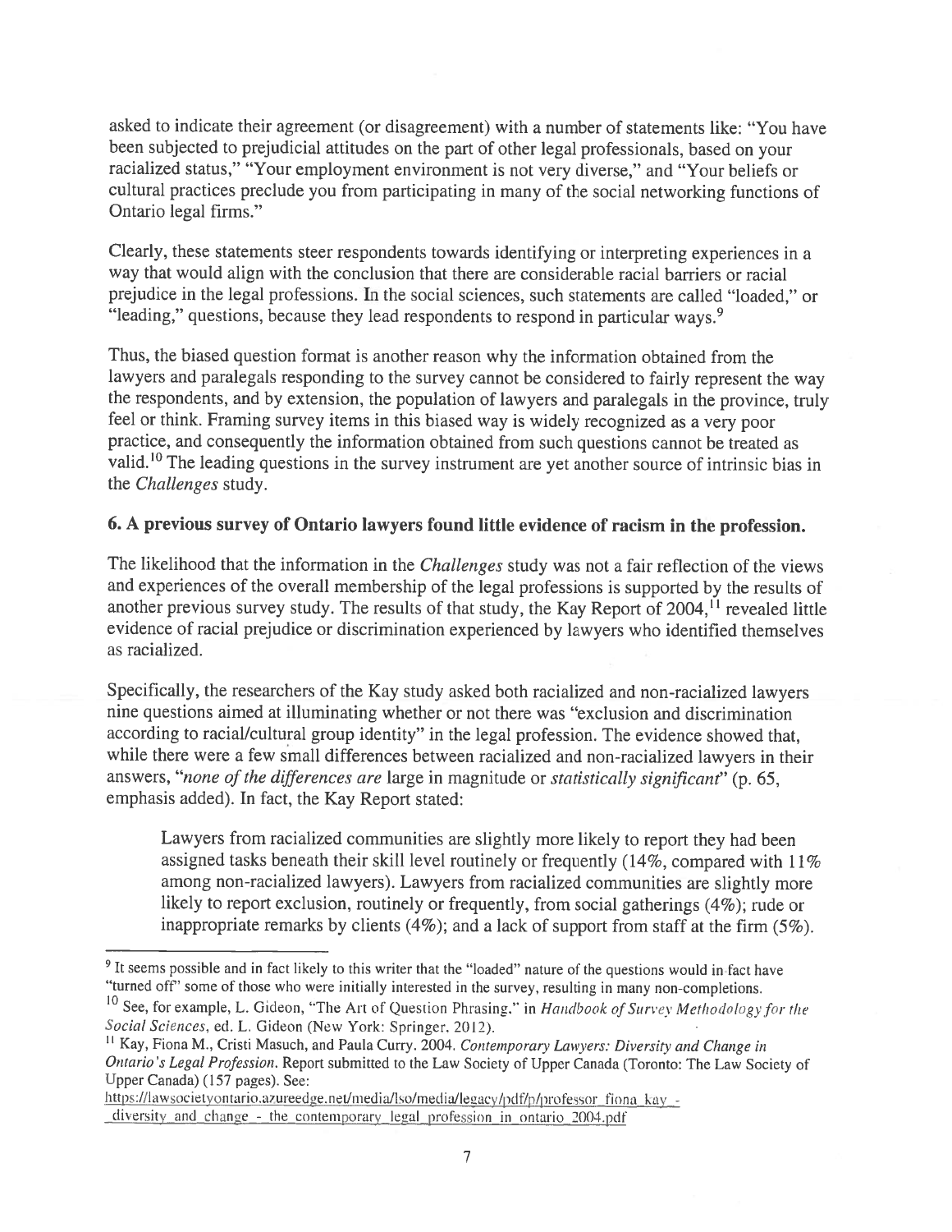asked to indicate their agreement (or disagreement) with a number of statements like: "You have been subjected to prejudicial attitudes on the part of other legal professionals, based on your racialized status," "Your employment environment is not very diverse," and "Your beliefs or cultural practices preclude you from participating in many of the social networking functions of Ontario legal firms."

Clearly, these statements steer respondents towards identifying or interpreting experiences in a way that would align with the conclusion that there are considerable racial barriers or racial prejudice in the legal professions. In the social sciences, such statements are called "loaded," or "leading," questions, because they lead respondents to respond in particular ways.[9]

Thus, the biased question format is another reason why the information obtained from the lawyers and paralegals responding to the survey cannot be considered to fairly represent the way the respondents, and by extension, the population of lawyers and paralegals in the province, truly feel or think. Framing survey items in this biased way is widely recognized as a very poor practice, and consequently the information obtained from such questions cannot be treated as valid.[10] The leading questions in the survey instrument are yet another source of intrinsic bias in the *Challenges* study.

### 6. A previous survey of Ontario lawyers found little evidence of racism in the profession.

The likelihood that the information in the *Challenges* study was not a fair reflection of the views and experiences of the overall membership of the legal professions is supported by the results of another previous survey study. The results of that study, the Kay Report of 2004,[11] revealed little evidence of racial prejudice or discrimination experienced by lawyers who identified themselves as racialized.

Specifically, the researchers of the Kay study asked both racialized and non-racialized lawyers nine questions aimed at illuminating whether or not there was "exclusion and discrimination according to racial/cultural group identity" in the legal profession. The evidence showed that, while there were a few small differences between racialized and non-racialized lawyers in their answers, "*none of the differences are* large in magnitude or *statistically significant*" (p. 65, emphasis added). In fact, the Kay Report stated:

> Lawyers from racialized communities are slightly more likely to report they had been assigned tasks beneath their skill level routinely or frequently (14%, compared with 11% among non-racialized lawyers). Lawyers from racialized communities are slightly more likely to report exclusion, routinely or frequently, from social gatherings (4%); rude or inappropriate remarks by clients (4%); and a lack of support from staff at the firm (5%).

---

[9] It seems possible and in fact likely to this writer that the "loaded" nature of the questions would in fact have "turned off" some of those who were initially interested in the survey, resulting in many non-completions.

[10] See, for example, L. Gideon, "The Art of Question Phrasing," in *Handbook of Survey Methodology for the Social Sciences*, ed. L. Gideon (New York: Springer, 2012).

[11] Kay, Fiona M., Cristi Masuch, and Paula Curry. 2004. *Contemporary Lawyers: Diversity and Change in Ontario's Legal Profession.* Report submitted to the Law Society of Upper Canada (Toronto: The Law Society of Upper Canada) (157 pages). See: https://lawsocietyontario.azureedge.net/media/lso/media/legacy/pdf/p/professor_fiona_kay_-_diversity_and_change_-_the_contemporary_legal_profession_in_ontario_2004.pdf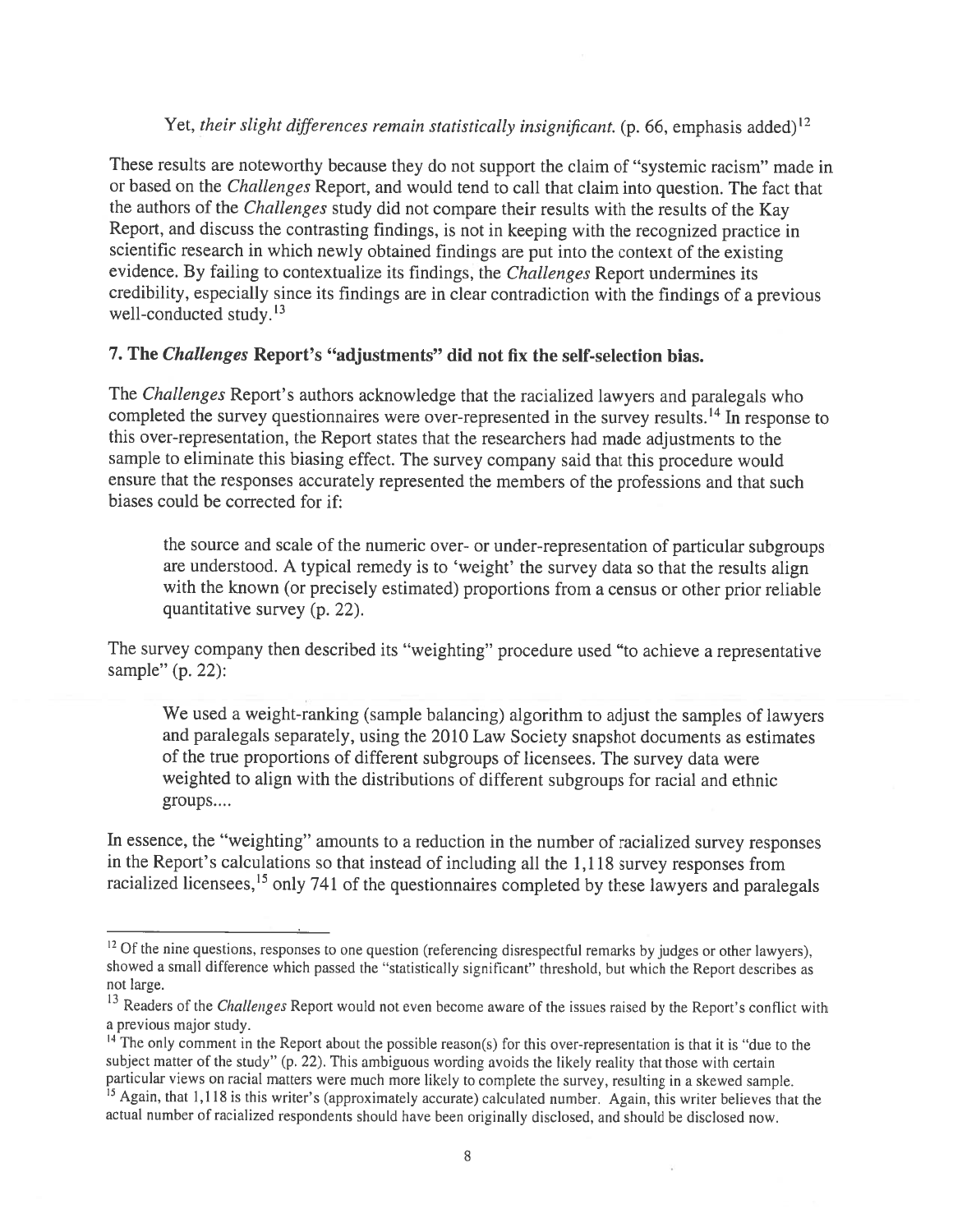Yet, *their slight differences remain statistically insignificant.* (p. 66, emphasis added)[12]

These results are noteworthy because they do not support the claim of "systemic racism" made in or based on the *Challenges* Report, and would tend to call that claim into question. The fact that the authors of the *Challenges* study did not compare their results with the results of the Kay Report, and discuss the contrasting findings, is not in keeping with the recognized practice in scientific research in which newly obtained findings are put into the context of the existing evidence. By failing to contextualize its findings, the *Challenges* Report undermines its credibility, especially since its findings are in clear contradiction with the findings of a previous well-conducted study.[13]

## 7. The *Challenges* Report's "adjustments" did not fix the self-selection bias.

The *Challenges* Report's authors acknowledge that the racialized lawyers and paralegals who completed the survey questionnaires were over-represented in the survey results.[14] In response to this over-representation, the Report states that the researchers had made adjustments to the sample to eliminate this biasing effect. The survey company said that this procedure would ensure that the responses accurately represented the members of the professions and that such biases could be corrected for if:

> the source and scale of the numeric over- or under-representation of particular subgroups are understood. A typical remedy is to 'weight' the survey data so that the results align with the known (or precisely estimated) proportions from a census or other prior reliable quantitative survey (p. 22).

The survey company then described its "weighting" procedure used "to achieve a representative sample" (p. 22):

> We used a weight-ranking (sample balancing) algorithm to adjust the samples of lawyers and paralegals separately, using the 2010 Law Society snapshot documents as estimates of the true proportions of different subgroups of licensees. The survey data were weighted to align with the distributions of different subgroups for racial and ethnic groups....

In essence, the "weighting" amounts to a reduction in the number of racialized survey responses in the Report's calculations so that instead of including all the 1,118 survey responses from racialized licensees,[15] only 741 of the questionnaires completed by these lawyers and paralegals

---

[12] Of the nine questions, responses to one question (referencing disrespectful remarks by judges or other lawyers), showed a small difference which passed the "statistically significant" threshold, but which the Report describes as not large.

[13] Readers of the *Challenges* Report would not even become aware of the issues raised by the Report's conflict with a previous major study.

[14] The only comment in the Report about the possible reason(s) for this over-representation is that it is "due to the subject matter of the study" (p. 22). This ambiguous wording avoids the likely reality that those with certain particular views on racial matters were much more likely to complete the survey, resulting in a skewed sample.

[15] Again, that 1,118 is this writer's (approximately accurate) calculated number. Again, this writer believes that the actual number of racialized respondents should have been originally disclosed, and should be disclosed now.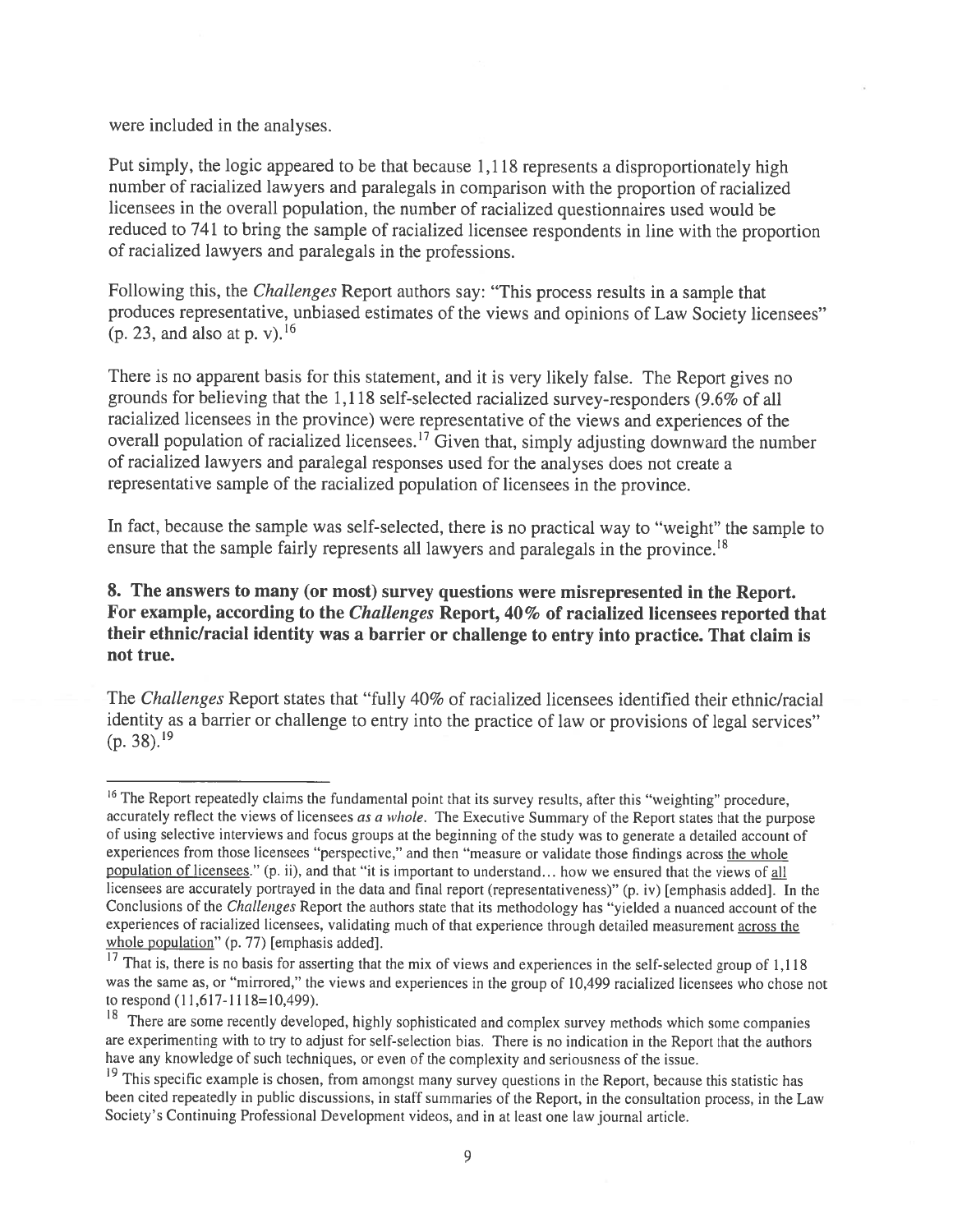were included in the analyses.

Put simply, the logic appeared to be that because 1,118 represents a disproportionately high number of racialized lawyers and paralegals in comparison with the proportion of racialized licensees in the overall population, the number of racialized questionnaires used would be reduced to 741 to bring the sample of racialized licensee respondents in line with the proportion of racialized lawyers and paralegals in the professions.

Following this, the *Challenges* Report authors say: "This process results in a sample that produces representative, unbiased estimates of the views and opinions of Law Society licensees" (p. 23, and also at p. v).[16]

There is no apparent basis for this statement, and it is very likely false. The Report gives no grounds for believing that the 1,118 self-selected racialized survey-responders (9.6% of all racialized licensees in the province) were representative of the views and experiences of the overall population of racialized licensees.[17] Given that, simply adjusting downward the number of racialized lawyers and paralegal responses used for the analyses does not create a representative sample of the racialized population of licensees in the province.

In fact, because the sample was self-selected, there is no practical way to "weight" the sample to ensure that the sample fairly represents all lawyers and paralegals in the province.[18]

**8. The answers to many (or most) survey questions were misrepresented in the Report. For example, according to the *Challenges* Report, 40% of racialized licensees reported that their ethnic/racial identity was a barrier or challenge to entry into practice. That claim is not true.**

The *Challenges* Report states that "fully 40% of racialized licensees identified their ethnic/racial identity as a barrier or challenge to entry into the practice of law or provisions of legal services" (p. 38).[19]

---

[16] The Report repeatedly claims the fundamental point that its survey results, after this "weighting" procedure, accurately reflect the views of licensees *as a whole*. The Executive Summary of the Report states that the purpose of using selective interviews and focus groups at the beginning of the study was to generate a detailed account of experiences from those licensees "perspective," and then "measure or validate those findings across <u>the whole population of licensees</u>." (p. ii), and that "it is important to understand… how we ensured that the views of <u>all</u> licensees are accurately portrayed in the data and final report (representativeness)" (p. iv) [emphasis added]. In the Conclusions of the *Challenges* Report the authors state that its methodology has "yielded a nuanced account of the experiences of racialized licensees, validating much of that experience through detailed measurement <u>across the whole population</u>" (p. 77) [emphasis added].

[17] That is, there is no basis for asserting that the mix of views and experiences in the self-selected group of 1,118 was the same as, or "mirrored," the views and experiences in the group of 10,499 racialized licensees who chose not to respond (11,617-1118=10,499).

[18] There are some recently developed, highly sophisticated and complex survey methods which some companies are experimenting with to try to adjust for self-selection bias. There is no indication in the Report that the authors have any knowledge of such techniques, or even of the complexity and seriousness of the issue.

[19] This specific example is chosen, from amongst many survey questions in the Report, because this statistic has been cited repeatedly in public discussions, in staff summaries of the Report, in the consultation process, in the Law Society's Continuing Professional Development videos, and in at least one law journal article.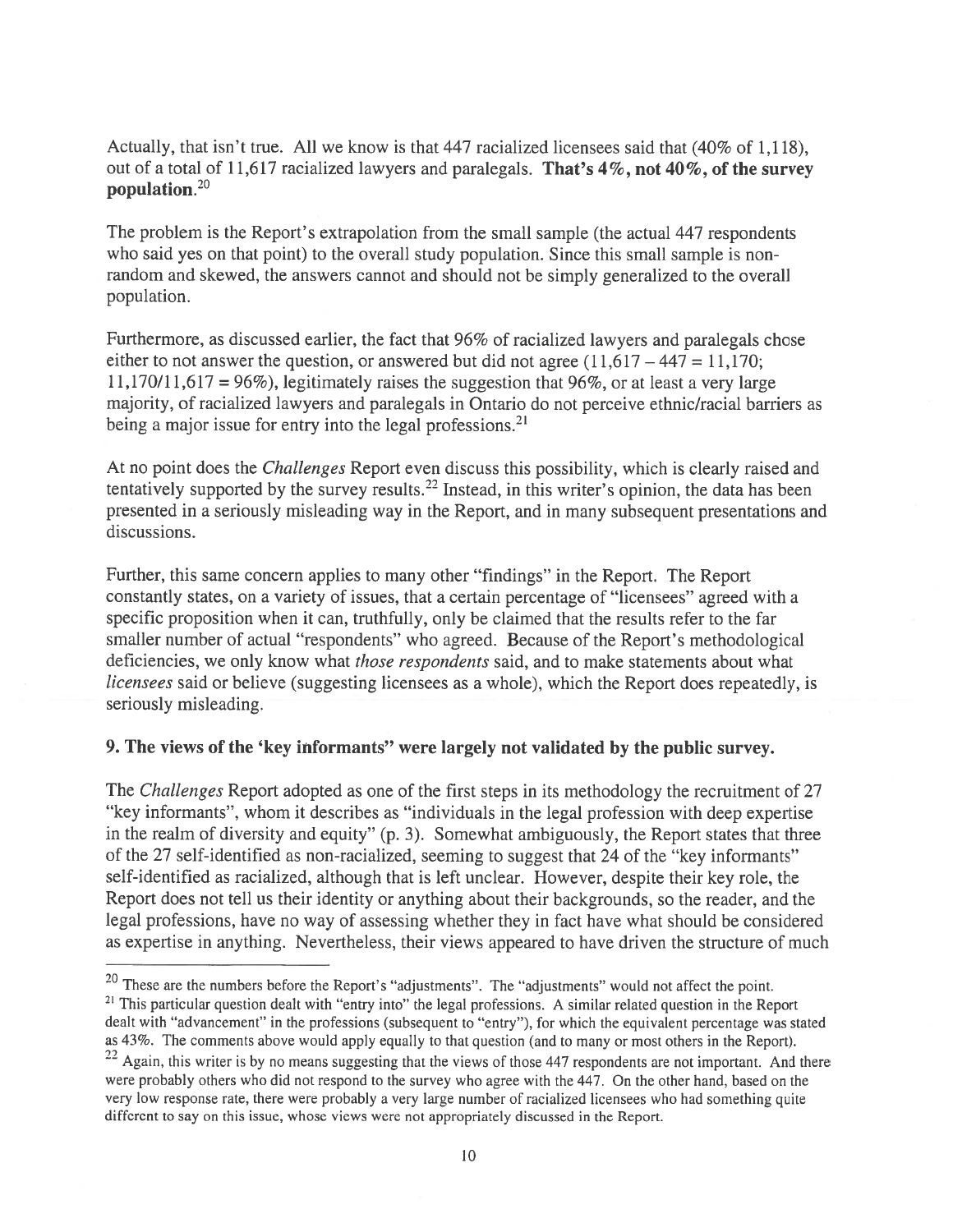Actually, that isn't true. All we know is that 447 racialized licensees said that (40% of 1,118), out of a total of 11,617 racialized lawyers and paralegals. **That's 4%, not 40%, of the survey population.**[20]

The problem is the Report's extrapolation from the small sample (the actual 447 respondents who said yes on that point) to the overall study population. Since this small sample is non-random and skewed, the answers cannot and should not be simply generalized to the overall population.

Furthermore, as discussed earlier, the fact that 96% of racialized lawyers and paralegals chose either to not answer the question, or answered but did not agree (11,617 – 447 = 11,170; 11,170/11,617 = 96%), legitimately raises the suggestion that 96%, or at least a very large majority, of racialized lawyers and paralegals in Ontario do not perceive ethnic/racial barriers as being a major issue for entry into the legal professions.[21]

At no point does the *Challenges* Report even discuss this possibility, which is clearly raised and tentatively supported by the survey results.[22] Instead, in this writer's opinion, the data has been presented in a seriously misleading way in the Report, and in many subsequent presentations and discussions.

Further, this same concern applies to many other "findings" in the Report. The Report constantly states, on a variety of issues, that a certain percentage of "licensees" agreed with a specific proposition when it can, truthfully, only be claimed that the results refer to the far smaller number of actual "respondents" who agreed. Because of the Report's methodological deficiencies, we only know what *those respondents* said, and to make statements about what *licensees* said or believe (suggesting licensees as a whole), which the Report does repeatedly, is seriously misleading.

## 9. The views of the 'key informants" were largely not validated by the public survey.

The *Challenges* Report adopted as one of the first steps in its methodology the recruitment of 27 "key informants", whom it describes as "individuals in the legal profession with deep expertise in the realm of diversity and equity" (p. 3). Somewhat ambiguously, the Report states that three of the 27 self-identified as non-racialized, seeming to suggest that 24 of the "key informants" self-identified as racialized, although that is left unclear. However, despite their key role, the Report does not tell us their identity or anything about their backgrounds, so the reader, and the legal professions, have no way of assessing whether they in fact have what should be considered as expertise in anything. Nevertheless, their views appeared to have driven the structure of much

---

[20] These are the numbers before the Report's "adjustments". The "adjustments" would not affect the point.

[21] This particular question dealt with "entry into" the legal professions. A similar related question in the Report dealt with "advancement" in the professions (subsequent to "entry"), for which the equivalent percentage was stated as 43%. The comments above would apply equally to that question (and to many or most others in the Report).

[22] Again, this writer is by no means suggesting that the views of those 447 respondents are not important. And there were probably others who did not respond to the survey who agree with the 447. On the other hand, based on the very low response rate, there were probably a very large number of racialized licensees who had something quite different to say on this issue, whose views were not appropriately discussed in the Report.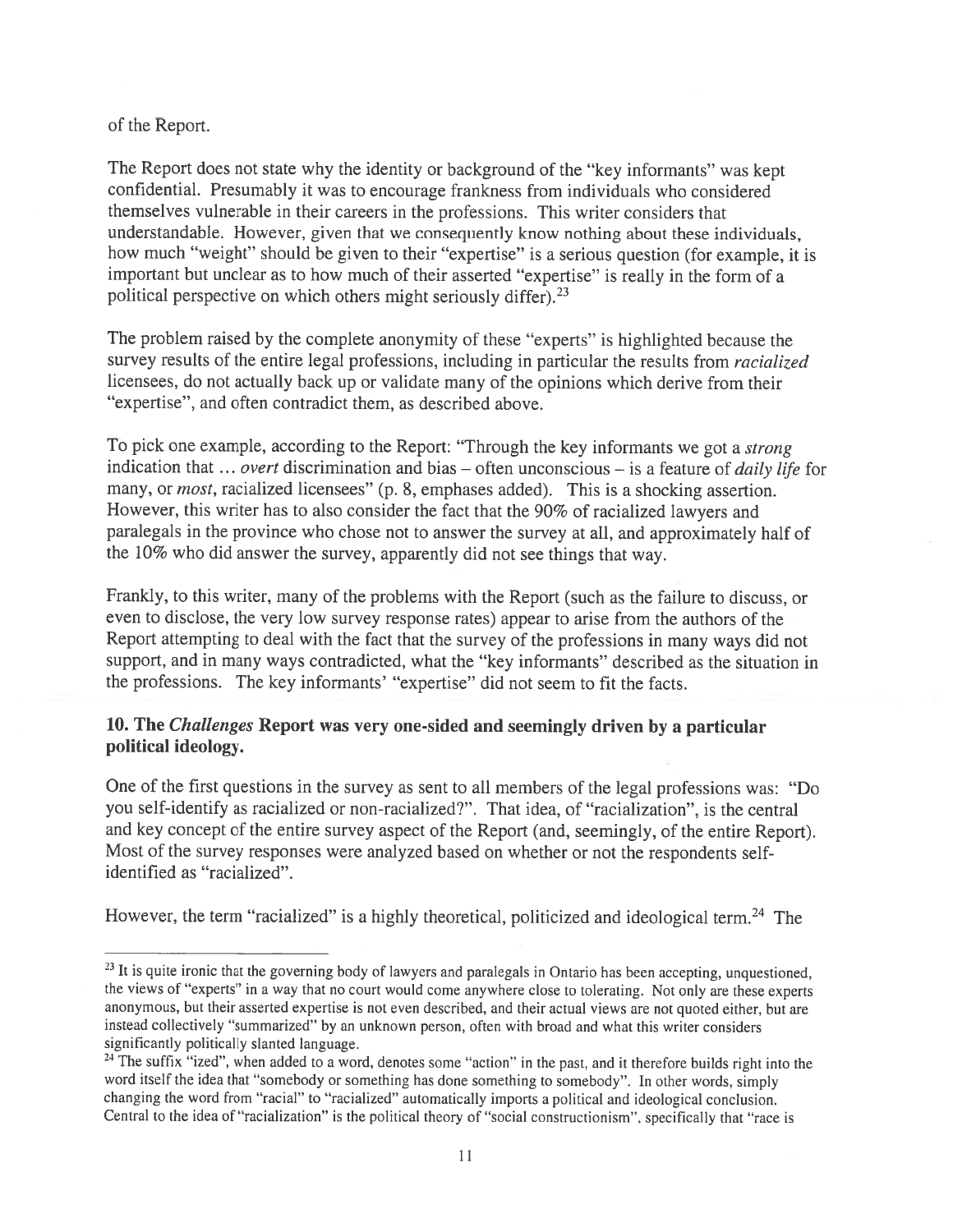of the Report.

The Report does not state why the identity or background of the "key informants" was kept confidential. Presumably it was to encourage frankness from individuals who considered themselves vulnerable in their careers in the professions. This writer considers that understandable. However, given that we consequently know nothing about these individuals, how much "weight" should be given to their "expertise" is a serious question (for example, it is important but unclear as to how much of their asserted "expertise" is really in the form of a political perspective on which others might seriously differ).[23]

The problem raised by the complete anonymity of these "experts" is highlighted because the survey results of the entire legal professions, including in particular the results from *racialized* licensees, do not actually back up or validate many of the opinions which derive from their "expertise", and often contradict them, as described above.

To pick one example, according to the Report: "Through the key informants we got a *strong* indication that ... *overt* discrimination and bias – often unconscious – is a feature of *daily life* for many, or *most*, racialized licensees" (p. 8, emphases added). This is a shocking assertion. However, this writer has to also consider the fact that the 90% of racialized lawyers and paralegals in the province who chose not to answer the survey at all, and approximately half of the 10% who did answer the survey, apparently did not see things that way.

Frankly, to this writer, many of the problems with the Report (such as the failure to discuss, or even to disclose, the very low survey response rates) appear to arise from the authors of the Report attempting to deal with the fact that the survey of the professions in many ways did not support, and in many ways contradicted, what the "key informants" described as the situation in the professions. The key informants' "expertise" did not seem to fit the facts.

### 10. The *Challenges* Report was very one-sided and seemingly driven by a particular political ideology.

One of the first questions in the survey as sent to all members of the legal professions was: "Do you self-identify as racialized or non-racialized?". That idea, of "racialization", is the central and key concept of the entire survey aspect of the Report (and, seemingly, of the entire Report). Most of the survey responses were analyzed based on whether or not the respondents self-identified as "racialized".

However, the term "racialized" is a highly theoretical, politicized and ideological term.[24] The

---

[23] It is quite ironic that the governing body of lawyers and paralegals in Ontario has been accepting, unquestioned, the views of "experts" in a way that no court would come anywhere close to tolerating. Not only are these experts anonymous, but their asserted expertise is not even described, and their actual views are not quoted either, but are instead collectively "summarized" by an unknown person, often with broad and what this writer considers significantly politically slanted language.

[24] The suffix "ized", when added to a word, denotes some "action" in the past, and it therefore builds right into the word itself the idea that "somebody or something has done something to somebody". In other words, simply changing the word from "racial" to "racialized" automatically imports a political and ideological conclusion. Central to the idea of "racialization" is the political theory of "social constructionism", specifically that "race is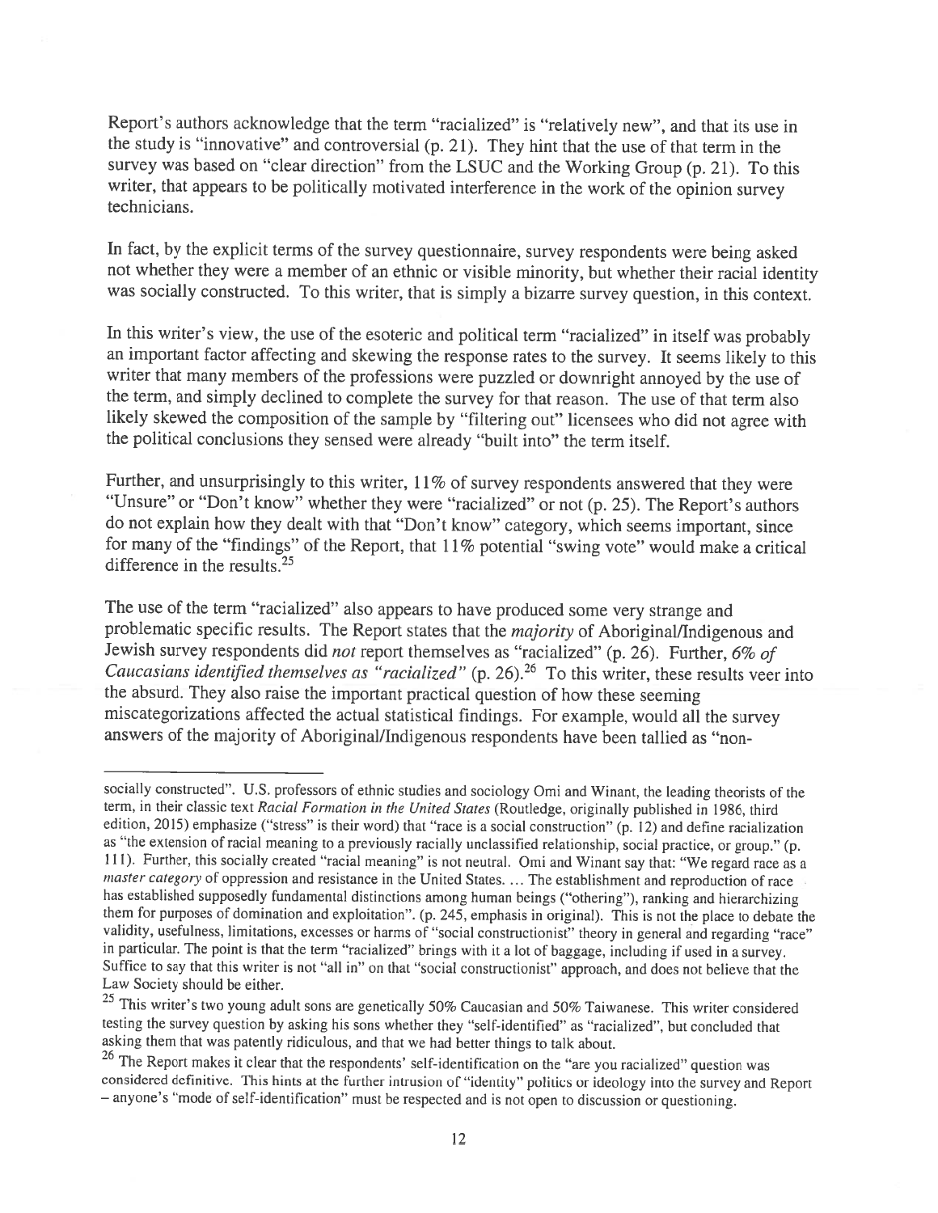Report's authors acknowledge that the term "racialized" is "relatively new", and that its use in the study is "innovative" and controversial (p. 21). They hint that the use of that term in the survey was based on "clear direction" from the LSUC and the Working Group (p. 21). To this writer, that appears to be politically motivated interference in the work of the opinion survey technicians.

In fact, by the explicit terms of the survey questionnaire, survey respondents were being asked not whether they were a member of an ethnic or visible minority, but whether their racial identity was socially constructed. To this writer, that is simply a bizarre survey question, in this context.

In this writer's view, the use of the esoteric and political term "racialized" in itself was probably an important factor affecting and skewing the response rates to the survey. It seems likely to this writer that many members of the professions were puzzled or downright annoyed by the use of the term, and simply declined to complete the survey for that reason. The use of that term also likely skewed the composition of the sample by "filtering out" licensees who did not agree with the political conclusions they sensed were already "built into" the term itself.

Further, and unsurprisingly to this writer, 11% of survey respondents answered that they were "Unsure" or "Don't know" whether they were "racialized" or not (p. 25). The Report's authors do not explain how they dealt with that "Don't know" category, which seems important, since for many of the "findings" of the Report, that 11% potential "swing vote" would make a critical difference in the results.[25]

The use of the term "racialized" also appears to have produced some very strange and problematic specific results. The Report states that the *majority* of Aboriginal/Indigenous and Jewish survey respondents did *not* report themselves as "racialized" (p. 26). Further, *6% of Caucasians identified themselves as "racialized"* (p. 26).[26] To this writer, these results veer into the absurd. They also raise the important practical question of how these seeming miscategorizations affected the actual statistical findings. For example, would all the survey answers of the majority of Aboriginal/Indigenous respondents have been tallied as "non-

---

socially constructed". U.S. professors of ethnic studies and sociology Omi and Winant, the leading theorists of the term, in their classic text *Racial Formation in the United States* (Routledge, originally published in 1986, third edition, 2015) emphasize ("stress" is their word) that "race is a social construction" (p. 12) and define racialization as "the extension of racial meaning to a previously racially unclassified relationship, social practice, or group." (p. 111). Further, this socially created "racial meaning" is not neutral. Omi and Winant say that: "We regard race as a *master category* of oppression and resistance in the United States. ... The establishment and reproduction of race has established supposedly fundamental distinctions among human beings ("othering"), ranking and hierarchizing them for purposes of domination and exploitation". (p. 245, emphasis in original). This is not the place to debate the validity, usefulness, limitations, excesses or harms of "social constructionist" theory in general and regarding "race" in particular. The point is that the term "racialized" brings with it a lot of baggage, including if used in a survey. Suffice to say that this writer is not "all in" on that "social constructionist" approach, and does not believe that the Law Society should be either.

[25] This writer's two young adult sons are genetically 50% Caucasian and 50% Taiwanese. This writer considered testing the survey question by asking his sons whether they "self-identified" as "racialized", but concluded that asking them that was patently ridiculous, and that we had better things to talk about.

[26] The Report makes it clear that the respondents' self-identification on the "are you racialized" question was considered definitive. This hints at the further intrusion of "identity" politics or ideology into the survey and Report – anyone's "mode of self-identification" must be respected and is not open to discussion or questioning.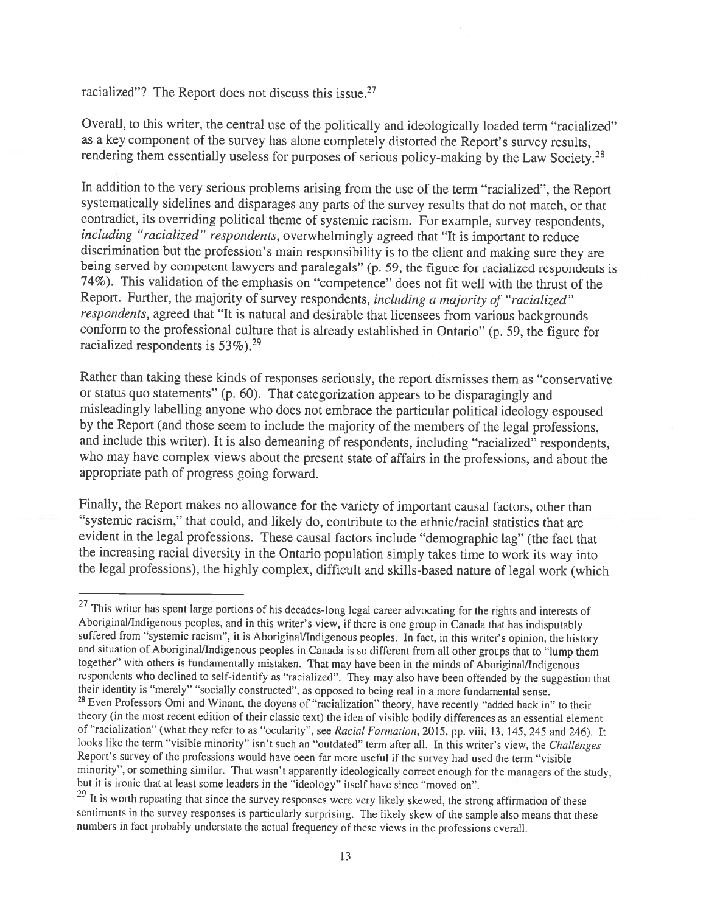racialized"? The Report does not discuss this issue.[27]

Overall, to this writer, the central use of the politically and ideologically loaded term "racialized" as a key component of the survey has alone completely distorted the Report's survey results, rendering them essentially useless for purposes of serious policy-making by the Law Society.[28]

In addition to the very serious problems arising from the use of the term "racialized", the Report systematically sidelines and disparages any parts of the survey results that do not match, or that contradict, its overriding political theme of systemic racism. For example, survey respondents, *including "racialized" respondents*, overwhelmingly agreed that "It is important to reduce discrimination but the profession's main responsibility is to the client and making sure they are being served by competent lawyers and paralegals" (p. 59, the figure for racialized respondents is 74%). This validation of the emphasis on "competence" does not fit well with the thrust of the Report. Further, the majority of survey respondents, *including a majority of "racialized" respondents*, agreed that "It is natural and desirable that licensees from various backgrounds conform to the professional culture that is already established in Ontario" (p. 59, the figure for racialized respondents is 53%).[29]

Rather than taking these kinds of responses seriously, the report dismisses them as "conservative or status quo statements" (p. 60). That categorization appears to be disparagingly and misleadingly labelling anyone who does not embrace the particular political ideology espoused by the Report (and those seem to include the majority of the members of the legal professions, and include this writer). It is also demeaning of respondents, including "racialized" respondents, who may have complex views about the present state of affairs in the professions, and about the appropriate path of progress going forward.

Finally, the Report makes no allowance for the variety of important causal factors, other than "systemic racism," that could, and likely do, contribute to the ethnic/racial statistics that are evident in the legal professions. These causal factors include "demographic lag" (the fact that the increasing racial diversity in the Ontario population simply takes time to work its way into the legal professions), the highly complex, difficult and skills-based nature of legal work (which

---

[27] This writer has spent large portions of his decades-long legal career advocating for the rights and interests of Aboriginal/Indigenous peoples, and in this writer's view, if there is one group in Canada that has indisputably suffered from "systemic racism", it is Aboriginal/Indigenous peoples. In fact, in this writer's opinion, the history and situation of Aboriginal/Indigenous peoples in Canada is so different from all other groups that to "lump them together" with others is fundamentally mistaken. That may have been in the minds of Aboriginal/Indigenous respondents who declined to self-identify as "racialized". They may also have been offended by the suggestion that their identity is "merely" "socially constructed", as opposed to being real in a more fundamental sense.

[28] Even Professors Omi and Winant, the doyens of "racialization" theory, have recently "added back in" to their theory (in the most recent edition of their classic text) the idea of visible bodily differences as an essential element of "racialization" (what they refer to as "ocularity", see *Racial Formation*, 2015, pp. viii, 13, 145, 245 and 246). It looks like the term "visible minority" isn't such an "outdated" term after all. In this writer's view, the *Challenges* Report's survey of the professions would have been far more useful if the survey had used the term "visible minority", or something similar. That wasn't apparently ideologically correct enough for the managers of the study, but it is ironic that at least some leaders in the "ideology" itself have since "moved on".

[29] It is worth repeating that since the survey responses were very likely skewed, the strong affirmation of these sentiments in the survey responses is particularly surprising. The likely skew of the sample also means that these numbers in fact probably understate the actual frequency of these views in the professions overall.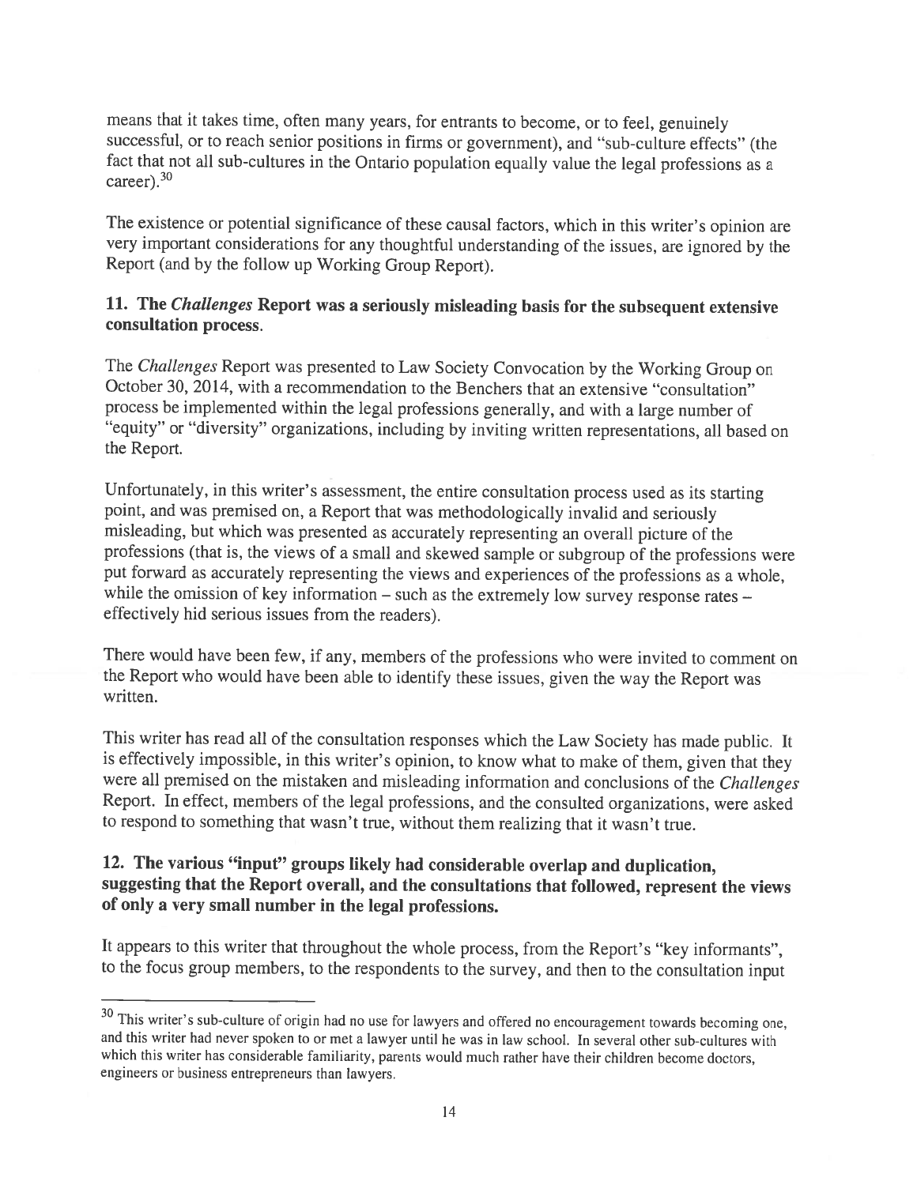means that it takes time, often many years, for entrants to become, or to feel, genuinely successful, or to reach senior positions in firms or government), and "sub-culture effects" (the fact that not all sub-cultures in the Ontario population equally value the legal professions as a career).[30]

The existence or potential significance of these causal factors, which in this writer's opinion are very important considerations for any thoughtful understanding of the issues, are ignored by the Report (and by the follow up Working Group Report).

**11. The *Challenges* Report was a seriously misleading basis for the subsequent extensive consultation process.**

The *Challenges* Report was presented to Law Society Convocation by the Working Group on October 30, 2014, with a recommendation to the Benchers that an extensive "consultation" process be implemented within the legal professions generally, and with a large number of "equity" or "diversity" organizations, including by inviting written representations, all based on the Report.

Unfortunately, in this writer's assessment, the entire consultation process used as its starting point, and was premised on, a Report that was methodologically invalid and seriously misleading, but which was presented as accurately representing an overall picture of the professions (that is, the views of a small and skewed sample or subgroup of the professions were put forward as accurately representing the views and experiences of the professions as a whole, while the omission of key information – such as the extremely low survey response rates – effectively hid serious issues from the readers).

There would have been few, if any, members of the professions who were invited to comment on the Report who would have been able to identify these issues, given the way the Report was written.

This writer has read all of the consultation responses which the Law Society has made public. It is effectively impossible, in this writer's opinion, to know what to make of them, given that they were all premised on the mistaken and misleading information and conclusions of the *Challenges* Report. In effect, members of the legal professions, and the consulted organizations, were asked to respond to something that wasn't true, without them realizing that it wasn't true.

**12. The various "input" groups likely had considerable overlap and duplication, suggesting that the Report overall, and the consultations that followed, represent the views of only a very small number in the legal professions.**

It appears to this writer that throughout the whole process, from the Report's "key informants", to the focus group members, to the respondents to the survey, and then to the consultation input

---

[30] This writer's sub-culture of origin had no use for lawyers and offered no encouragement towards becoming one, and this writer had never spoken to or met a lawyer until he was in law school. In several other sub-cultures with which this writer has considerable familiarity, parents would much rather have their children become doctors, engineers or business entrepreneurs than lawyers.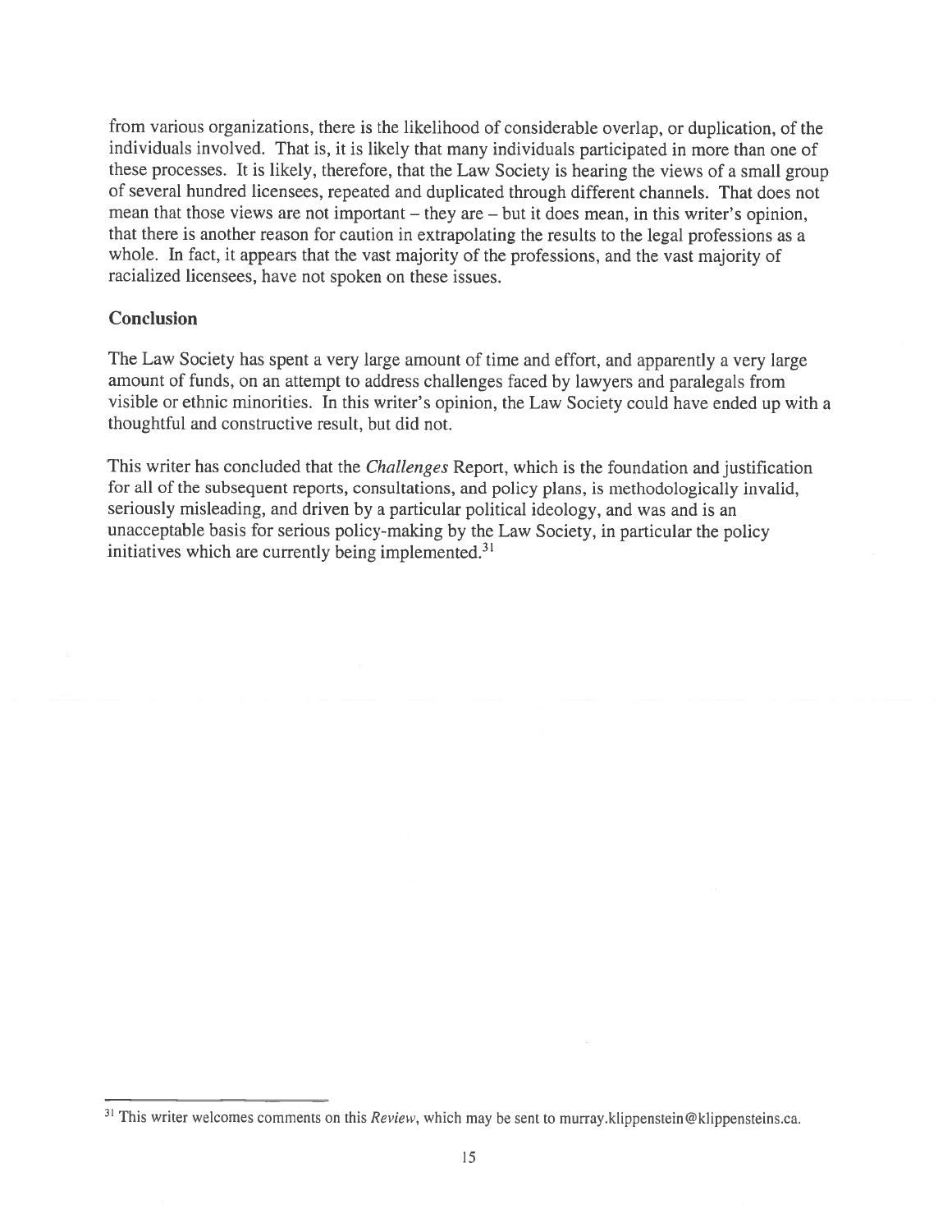from various organizations, there is the likelihood of considerable overlap, or duplication, of the individuals involved. That is, it is likely that many individuals participated in more than one of these processes. It is likely, therefore, that the Law Society is hearing the views of a small group of several hundred licensees, repeated and duplicated through different channels. That does not mean that those views are not important – they are – but it does mean, in this writer's opinion, that there is another reason for caution in extrapolating the results to the legal professions as a whole. In fact, it appears that the vast majority of the professions, and the vast majority of racialized licensees, have not spoken on these issues.

## Conclusion

The Law Society has spent a very large amount of time and effort, and apparently a very large amount of funds, on an attempt to address challenges faced by lawyers and paralegals from visible or ethnic minorities. In this writer's opinion, the Law Society could have ended up with a thoughtful and constructive result, but did not.

This writer has concluded that the *Challenges* Report, which is the foundation and justification for all of the subsequent reports, consultations, and policy plans, is methodologically invalid, seriously misleading, and driven by a particular political ideology, and was and is an unacceptable basis for serious policy-making by the Law Society, in particular the policy initiatives which are currently being implemented.[31]

---

[31] This writer welcomes comments on this *Review*, which may be sent to murray.klippenstein@klippensteins.ca.